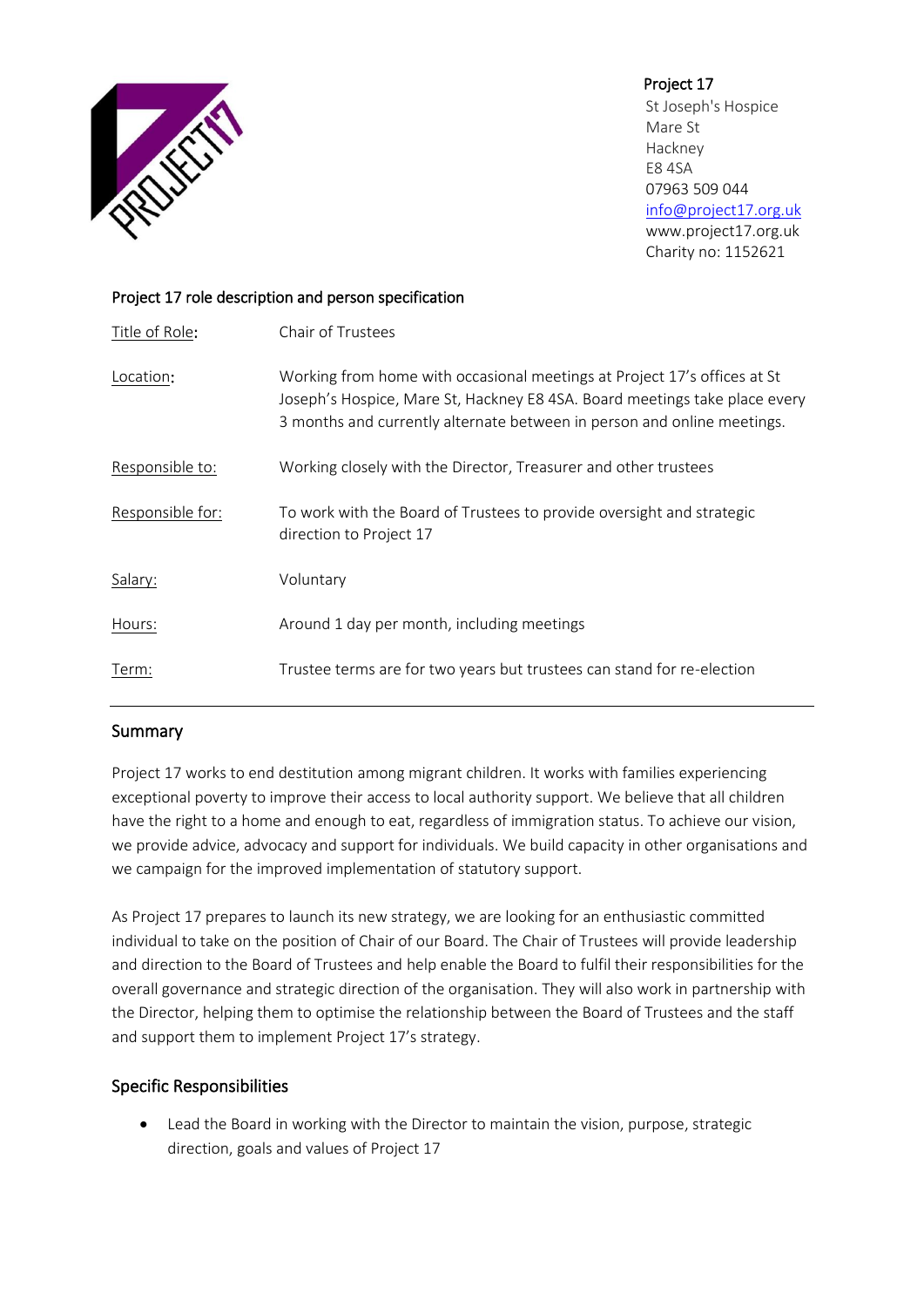**Project 17**
St Joseph's Hospice
Mare St
Hackney
E8 4SA
07963 509 044
info@project17.org.uk
www.project17.org.uk
Charity no: 1152621

## Project 17 role description and person specification

| | |
|---|---|
| Title of Role: | Chair of Trustees |
| Location: | Working from home with occasional meetings at Project 17's offices at St Joseph's Hospice, Mare St, Hackney E8 4SA. Board meetings take place every 3 months and currently alternate between in person and online meetings. |
| Responsible to: | Working closely with the Director, Treasurer and other trustees |
| Responsible for: | To work with the Board of Trustees to provide oversight and strategic direction to Project 17 |
| Salary: | Voluntary |
| Hours: | Around 1 day per month, including meetings |
| Term: | Trustee terms are for two years but trustees can stand for re-election |

## Summary

Project 17 works to end destitution among migrant children. It works with families experiencing exceptional poverty to improve their access to local authority support. We believe that all children have the right to a home and enough to eat, regardless of immigration status. To achieve our vision, we provide advice, advocacy and support for individuals. We build capacity in other organisations and we campaign for the improved implementation of statutory support.

As Project 17 prepares to launch its new strategy, we are looking for an enthusiastic committed individual to take on the position of Chair of our Board. The Chair of Trustees will provide leadership and direction to the Board of Trustees and help enable the Board to fulfil their responsibilities for the overall governance and strategic direction of the organisation. They will also work in partnership with the Director, helping them to optimise the relationship between the Board of Trustees and the staff and support them to implement Project 17's strategy.

## Specific Responsibilities

- Lead the Board in working with the Director to maintain the vision, purpose, strategic direction, goals and values of Project 17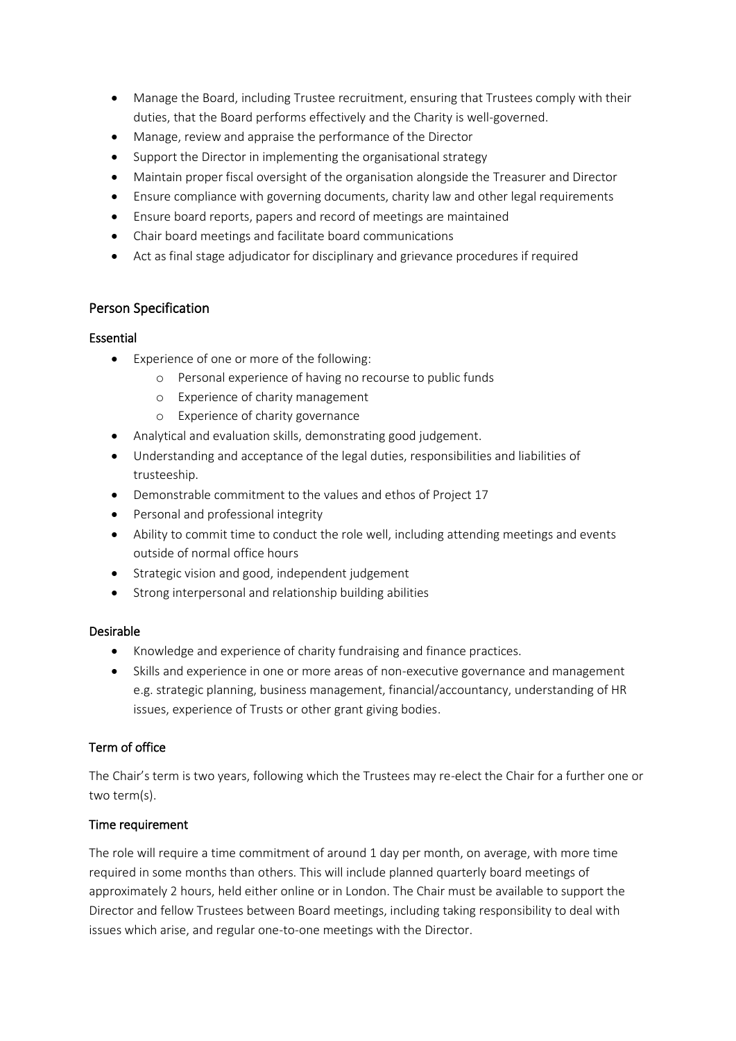- Manage the Board, including Trustee recruitment, ensuring that Trustees comply with their duties, that the Board performs effectively and the Charity is well-governed.
- Manage, review and appraise the performance of the Director
- Support the Director in implementing the organisational strategy
- Maintain proper fiscal oversight of the organisation alongside the Treasurer and Director
- Ensure compliance with governing documents, charity law and other legal requirements
- Ensure board reports, papers and record of meetings are maintained
- Chair board meetings and facilitate board communications
- Act as final stage adjudicator for disciplinary and grievance procedures if required

## Person Specification

### Essential

- Experience of one or more of the following:
  - Personal experience of having no recourse to public funds
  - Experience of charity management
  - Experience of charity governance
- Analytical and evaluation skills, demonstrating good judgement.
- Understanding and acceptance of the legal duties, responsibilities and liabilities of trusteeship.
- Demonstrable commitment to the values and ethos of Project 17
- Personal and professional integrity
- Ability to commit time to conduct the role well, including attending meetings and events outside of normal office hours
- Strategic vision and good, independent judgement
- Strong interpersonal and relationship building abilities

### Desirable

- Knowledge and experience of charity fundraising and finance practices.
- Skills and experience in one or more areas of non-executive governance and management e.g. strategic planning, business management, financial/accountancy, understanding of HR issues, experience of Trusts or other grant giving bodies.

### Term of office

The Chair's term is two years, following which the Trustees may re-elect the Chair for a further one or two term(s).

### Time requirement

The role will require a time commitment of around 1 day per month, on average, with more time required in some months than others. This will include planned quarterly board meetings of approximately 2 hours, held either online or in London. The Chair must be available to support the Director and fellow Trustees between Board meetings, including taking responsibility to deal with issues which arise, and regular one-to-one meetings with the Director.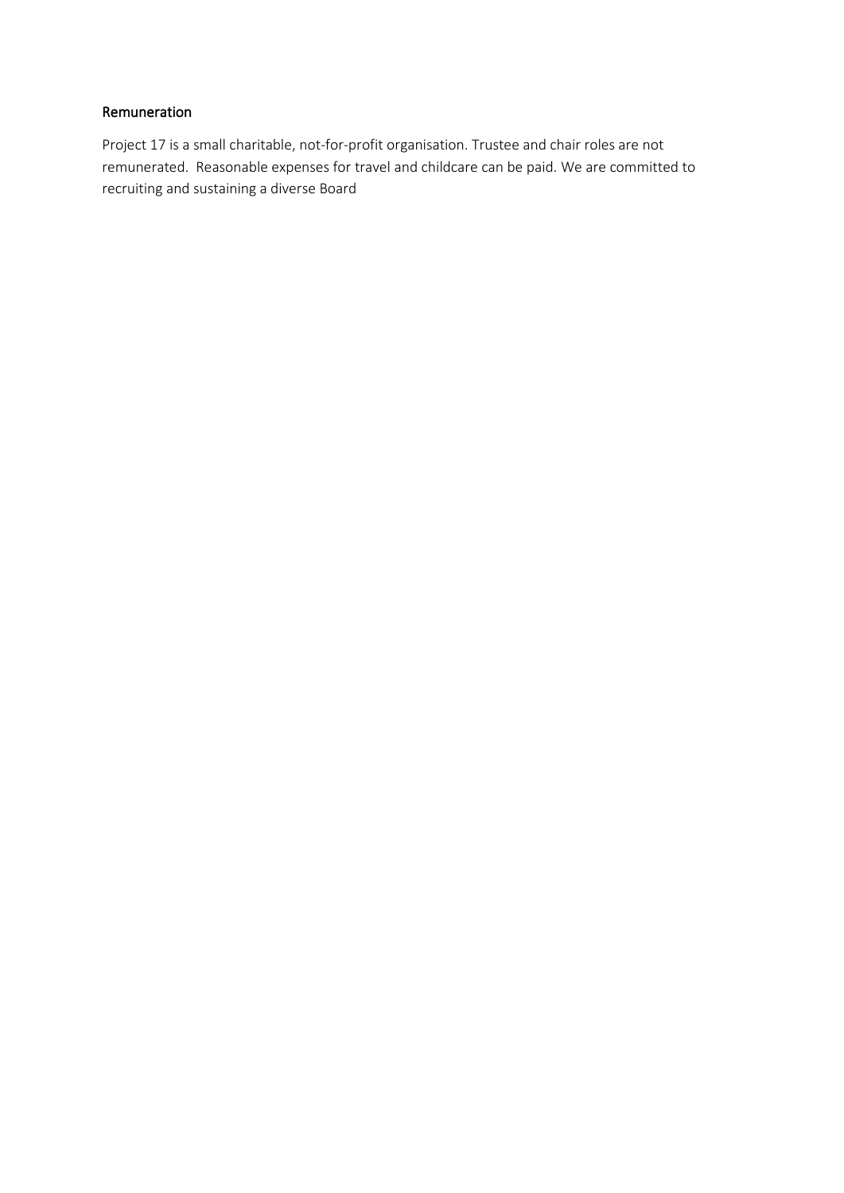## Remuneration

Project 17 is a small charitable, not-for-profit organisation. Trustee and chair roles are not remunerated. Reasonable expenses for travel and childcare can be paid. We are committed to recruiting and sustaining a diverse Board